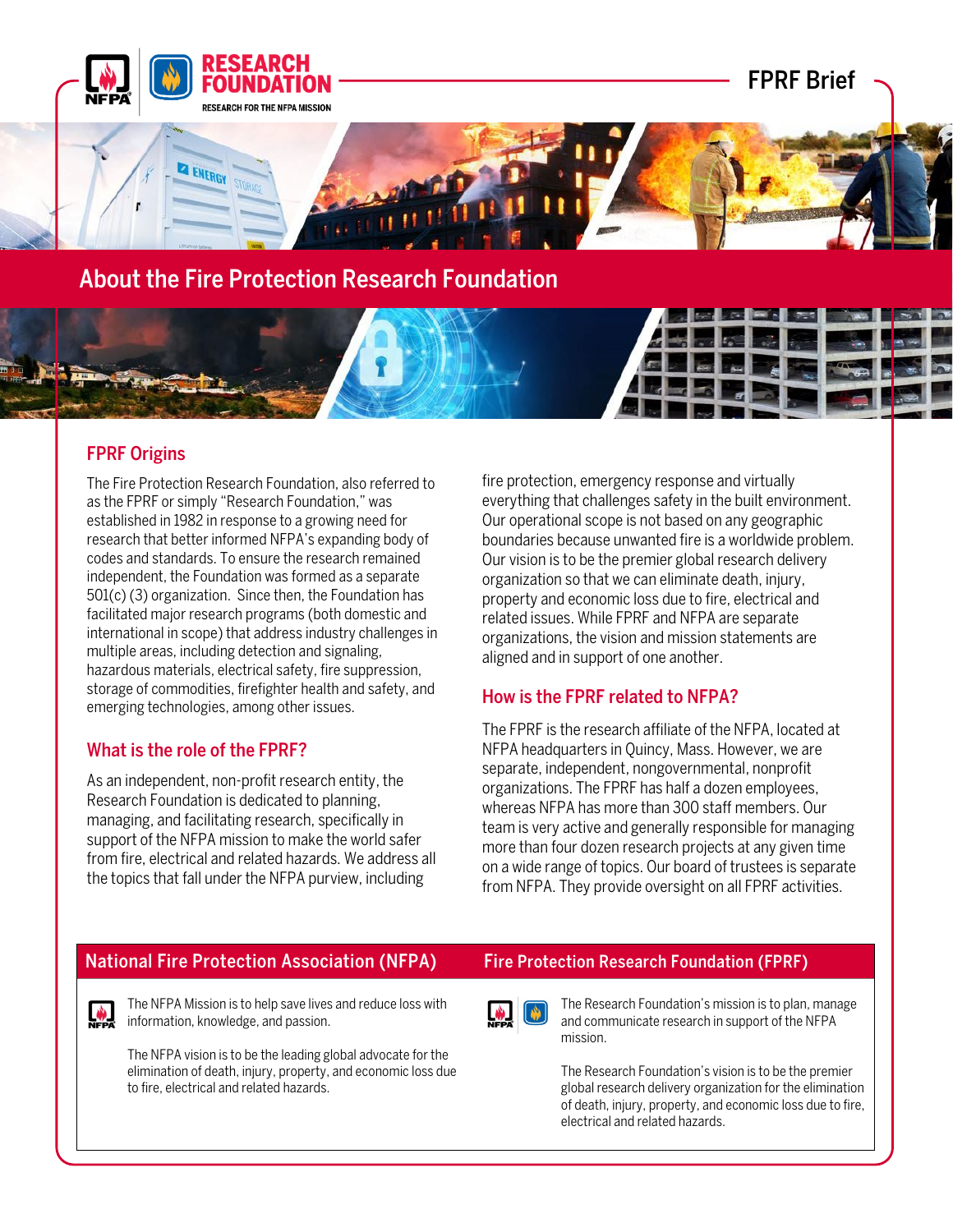# About the Fire Protection Research Foundation

## FPRF Origins

The Fire Protection Research Foundation, also referred to as the FPRF or simply "Research Foundation," was established in 1982 in response to a growing need for research that better informed NFPA's expanding body of codes and standards. To ensure the research remained independent, the Foundation was formed as a separate 501(c) (3) organization. Since then, the Foundation has facilitated major research programs (both domestic and international in scope) that address industry challenges in multiple areas, including detection and signaling, hazardous materials, electrical safety, fire suppression, storage of commodities, firefighter health and safety, and emerging technologies, among other issues.

## What is the role of the FPRF?

As an independent, non-profit research entity, the Research Foundation is dedicated to planning, managing, and facilitating research, specifically in support of the NFPA mission to make the world safer from fire, electrical and related hazards. We address all the topics that fall under the NFPA purview, including fire protection, emergency response and virtually everything that challenges safety in the built environment. Our operational scope is not based on any geographic boundaries because unwanted fire is a worldwide problem. Our vision is to be the premier global research delivery organization so that we can eliminate death, injury, property and economic loss due to fire, electrical and related issues. While FPRF and NFPA are separate organizations, the vision and mission statements are aligned and in support of one another.

## How is the FPRF related to NFPA?

The FPRF is the research affiliate of the NFPA, located at NFPA headquarters in Quincy, Mass. However, we are separate, independent, nongovernmental, nonprofit organizations. The FPRF has half a dozen employees, whereas NFPA has more than 300 staff members. Our team is very active and generally responsible for managing more than four dozen research projects at any given time on a wide range of topics. Our board of trustees is separate from NFPA. They provide oversight on all FPRF activities.

### National Fire Protection Association (NFPA)

The NFPA Mission is to help save lives and reduce loss with information, knowledge, and passion.

The NFPA vision is to be the leading global advocate for the elimination of death, injury, property, and economic loss due to fire, electrical and related hazards.

### Fire Protection Research Foundation (FPRF)

The Research Foundation's mission is to plan, manage and communicate research in support of the NFPA mission.

The Research Foundation's vision is to be the premier global research delivery organization for the elimination of death, injury, property, and economic loss due to fire, electrical and related hazards.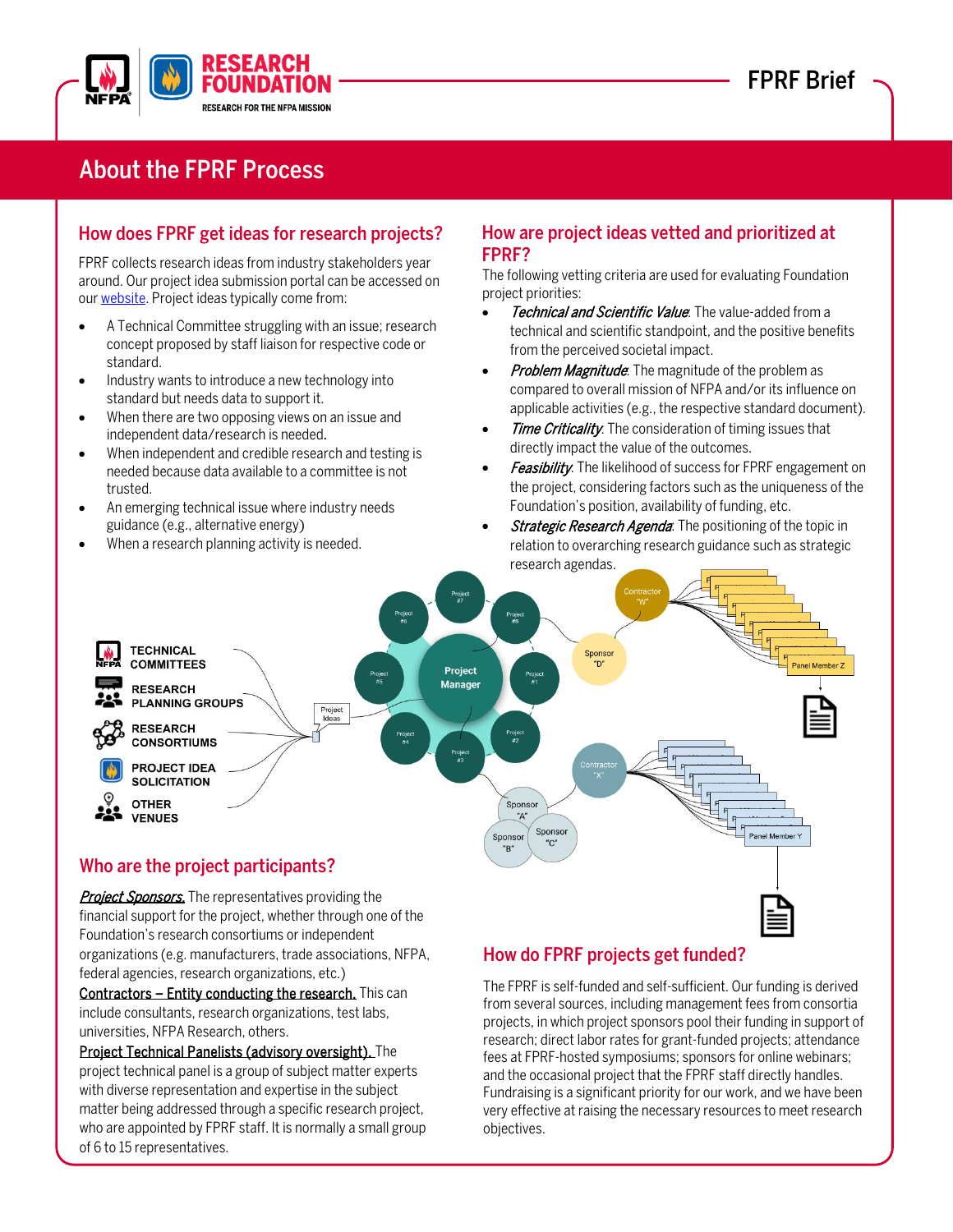## About the FPRF Process

### How does FPRF get ideas for research projects?

FPRF collects research ideas from industry stakeholders year around. Our project idea submission portal can be accessed on our website. Project ideas typically come from:

- A Technical Committee struggling with an issue; research concept proposed by staff liaison for respective code or standard.
- Industry wants to introduce a new technology into standard but needs data to support it.
- When there are two opposing views on an issue and independent data/research is needed.
- When independent and credible research and testing is needed because data available to a committee is not trusted.
- An emerging technical issue where industry needs guidance (e.g., alternative energy)
- When a research planning activity is needed.

### How are project ideas vetted and prioritized at FPRF?

The following vetting criteria are used for evaluating Foundation project priorities:

- *Technical and Scientific Value*: The value-added from a technical and scientific standpoint, and the positive benefits from the perceived societal impact.
- *Problem Magnitude*: The magnitude of the problem as compared to overall mission of NFPA and/or its influence on applicable activities (e.g., the respective standard document).
- *Time Criticality*: The consideration of timing issues that directly impact the value of the outcomes.
- *Feasibility*: The likelihood of success for FPRF engagement on the project, considering factors such as the uniqueness of the Foundation's position, availability of funding, etc.
- *Strategic Research Agenda*: The positioning of the topic in relation to overarching research guidance such as strategic research agendas.

TECHNICAL COMMITTEES
RESEARCH PLANNING GROUPS
RESEARCH CONSORTIUMS
PROJECT IDEA SOLICITATION
OTHER VENUES

Project Ideas → Project Manager (Project #1 – #8); Sponsor "A", Sponsor "B", Sponsor "C" → Contractor "X" → Panel Member Y; Sponsor "D" → Contractor "W" → Panel Member Z

### Who are the project participants?

*Project Sponsors.* The representatives providing the financial support for the project, whether through one of the Foundation's research consortiums or independent organizations (e.g. manufacturers, trade associations, NFPA, federal agencies, research organizations, etc.)

Contractors – Entity conducting the research. This can include consultants, research organizations, test labs, universities, NFPA Research, others.

Project Technical Panelists (advisory oversight). The project technical panel is a group of subject matter experts with diverse representation and expertise in the subject matter being addressed through a specific research project, who are appointed by FPRF staff. It is normally a small group of 6 to 15 representatives.

### How do FPRF projects get funded?

The FPRF is self-funded and self-sufficient. Our funding is derived from several sources, including management fees from consortia projects, in which project sponsors pool their funding in support of research; direct labor rates for grant-funded projects; attendance fees at FPRF-hosted symposiums; sponsors for online webinars; and the occasional project that the FPRF staff directly handles. Fundraising is a significant priority for our work, and we have been very effective at raising the necessary resources to meet research objectives.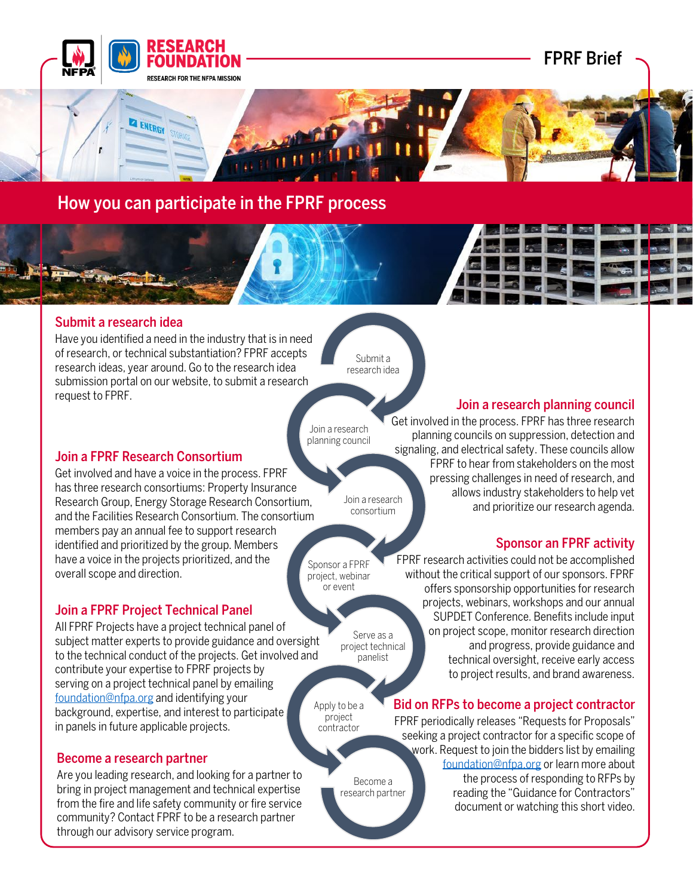RESEARCH FOUNDATION
RESEARCH FOR THE NFPA MISSION

FPRF Brief

## How you can participate in the FPRF process

### Submit a research idea

Have you identified a need in the industry that is in need of research, or technical substantiation? FPRF accepts research ideas, year around. Go to the research idea submission portal on our website, to submit a research request to FPRF.

### Join a research planning council

Get involved in the process. FPRF has three research planning councils on suppression, detection and signaling, and electrical safety. These councils allow FPRF to hear from stakeholders on the most pressing challenges in need of research, and allows industry stakeholders to help vet and prioritize our research agenda.

### Join a FPRF Research Consortium

Get involved and have a voice in the process. FPRF has three research consortiums: Property Insurance Research Group, Energy Storage Research Consortium, and the Facilities Research Consortium. The consortium members pay an annual fee to support research identified and prioritized by the group. Members have a voice in the projects prioritized, and the overall scope and direction.

### Sponsor an FPRF activity

FPRF research activities could not be accomplished without the critical support of our sponsors. FPRF offers sponsorship opportunities for research projects, webinars, workshops and our annual SUPDET Conference. Benefits include input on project scope, monitor research direction and progress, provide guidance and technical oversight, receive early access to project results, and brand awareness.

### Join a FPRF Project Technical Panel

All FPRF Projects have a project technical panel of subject matter experts to provide guidance and oversight to the technical conduct of the projects. Get involved and contribute your expertise to FPRF projects by serving on a project technical panel by emailing foundation@nfpa.org and identifying your background, expertise, and interest to participate in panels in future applicable projects.

### Bid on RFPs to become a project contractor

FPRF periodically releases "Requests for Proposals" seeking a project contractor for a specific scope of work. Request to join the bidders list by emailing foundation@nfpa.org or learn more about the process of responding to RFPs by reading the "Guidance for Contractors" document or watching this short video.

### Become a research partner

Are you leading research, and looking for a partner to bring in project management and technical expertise from the fire and life safety community or fire service community? Contact FPRF to be a research partner through our advisory service program.

Submit a research idea
Join a research planning council
Join a research consortium
Sponsor a FPRF project, webinar or event
Serve as a project technical panelist
Apply to be a project contractor
Become a research partner